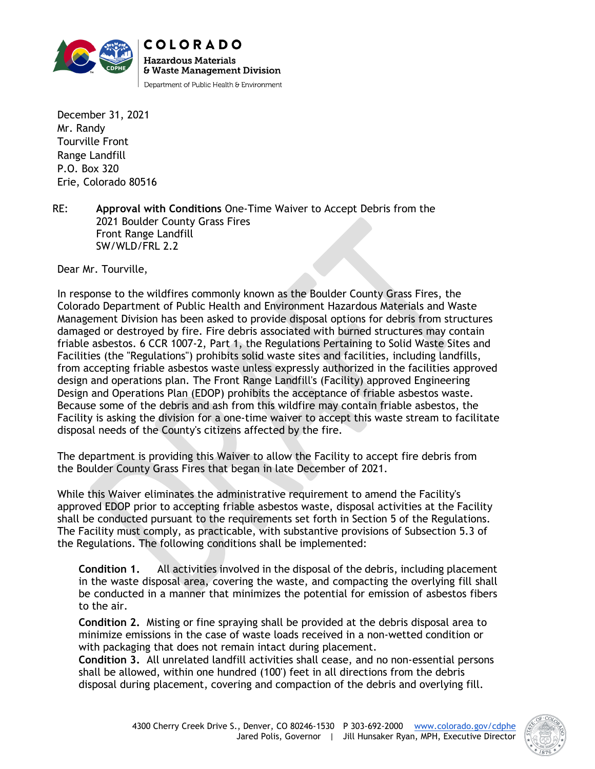COLORADO
Hazardous Materials
& Waste Management Division
Department of Public Health & Environment

December 31, 2021
Mr. Randy
Tourville Front
Range Landfill
P.O. Box 320
Erie, Colorado 80516

RE: **Approval with Conditions** One-Time Waiver to Accept Debris from the 2021 Boulder County Grass Fires
Front Range Landfill
SW/WLD/FRL 2.2

Dear Mr. Tourville,

In response to the wildfires commonly known as the Boulder County Grass Fires, the Colorado Department of Public Health and Environment Hazardous Materials and Waste Management Division has been asked to provide disposal options for debris from structures damaged or destroyed by fire. Fire debris associated with burned structures may contain friable asbestos. 6 CCR 1007-2, Part 1, the Regulations Pertaining to Solid Waste Sites and Facilities (the "Regulations") prohibits solid waste sites and facilities, including landfills, from accepting friable asbestos waste unless expressly authorized in the facilities approved design and operations plan. The Front Range Landfill's (Facility) approved Engineering Design and Operations Plan (EDOP) prohibits the acceptance of friable asbestos waste. Because some of the debris and ash from this wildfire may contain friable asbestos, the Facility is asking the division for a one-time waiver to accept this waste stream to facilitate disposal needs of the County's citizens affected by the fire.

The department is providing this Waiver to allow the Facility to accept fire debris from the Boulder County Grass Fires that began in late December of 2021.

While this Waiver eliminates the administrative requirement to amend the Facility's approved EDOP prior to accepting friable asbestos waste, disposal activities at the Facility shall be conducted pursuant to the requirements set forth in Section 5 of the Regulations. The Facility must comply, as practicable, with substantive provisions of Subsection 5.3 of the Regulations. The following conditions shall be implemented:

**Condition 1.** All activities involved in the disposal of the debris, including placement in the waste disposal area, covering the waste, and compacting the overlying fill shall be conducted in a manner that minimizes the potential for emission of asbestos fibers to the air.

**Condition 2.** Misting or fine spraying shall be provided at the debris disposal area to minimize emissions in the case of waste loads received in a non-wetted condition or with packaging that does not remain intact during placement.

**Condition 3.** All unrelated landfill activities shall cease, and no non-essential persons shall be allowed, within one hundred (100') feet in all directions from the debris disposal during placement, covering and compaction of the debris and overlying fill.

4300 Cherry Creek Drive S., Denver, CO 80246-1530 P 303-692-2000 www.colorado.gov/cdphe
Jared Polis, Governor | Jill Hunsaker Ryan, MPH, Executive Director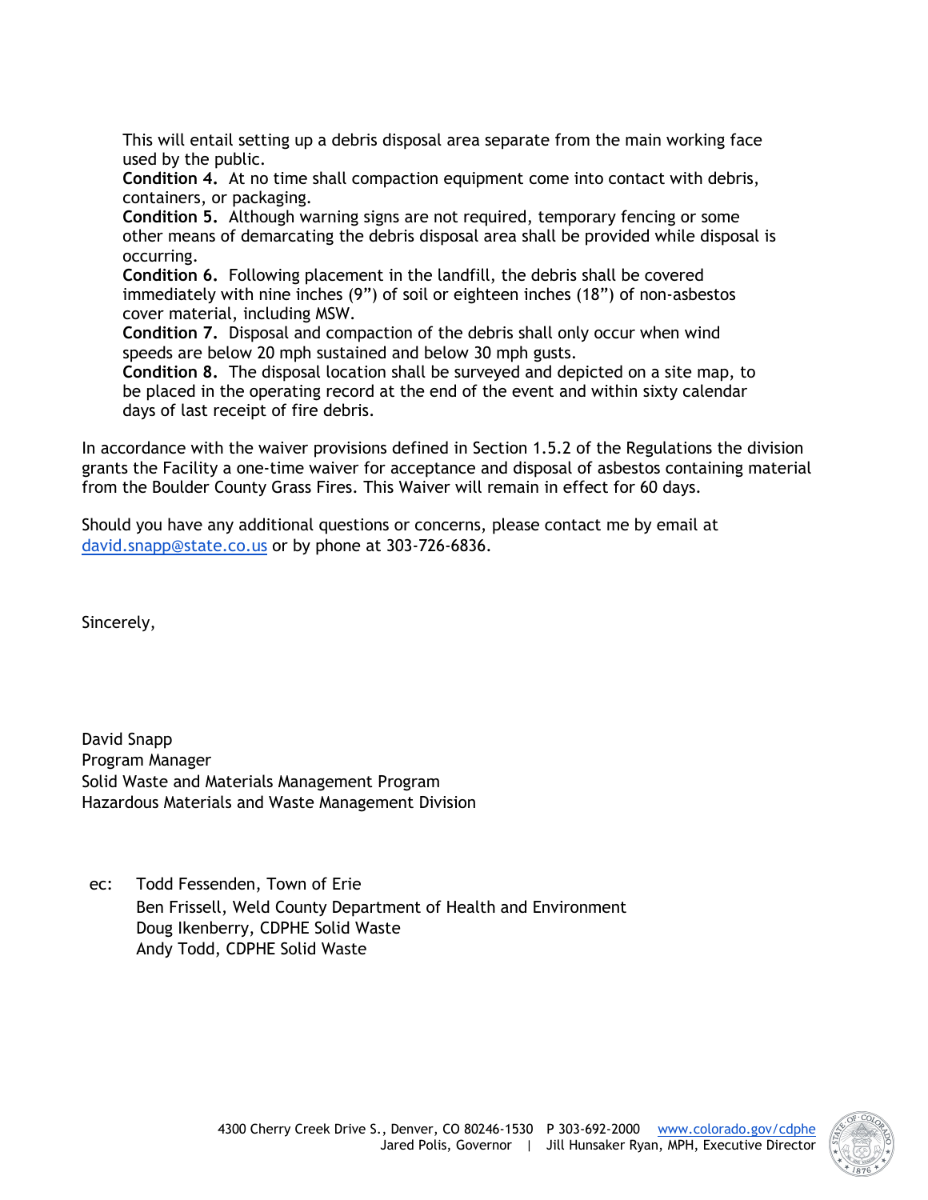This will entail setting up a debris disposal area separate from the main working face used by the public.

**Condition 4.** At no time shall compaction equipment come into contact with debris, containers, or packaging.

**Condition 5.** Although warning signs are not required, temporary fencing or some other means of demarcating the debris disposal area shall be provided while disposal is occurring.

**Condition 6.** Following placement in the landfill, the debris shall be covered immediately with nine inches (9") of soil or eighteen inches (18") of non-asbestos cover material, including MSW.

**Condition 7.** Disposal and compaction of the debris shall only occur when wind speeds are below 20 mph sustained and below 30 mph gusts.

**Condition 8.** The disposal location shall be surveyed and depicted on a site map, to be placed in the operating record at the end of the event and within sixty calendar days of last receipt of fire debris.

In accordance with the waiver provisions defined in Section 1.5.2 of the Regulations the division grants the Facility a one-time waiver for acceptance and disposal of asbestos containing material from the Boulder County Grass Fires. This Waiver will remain in effect for 60 days.

Should you have any additional questions or concerns, please contact me by email at [david.snapp@state.co.us](mailto:david.snapp@state.co.us) or by phone at 303-726-6836.

Sincerely,

David Snapp
Program Manager
Solid Waste and Materials Management Program
Hazardous Materials and Waste Management Division

ec: Todd Fessenden, Town of Erie
Ben Frissell, Weld County Department of Health and Environment
Doug Ikenberry, CDPHE Solid Waste
Andy Todd, CDPHE Solid Waste